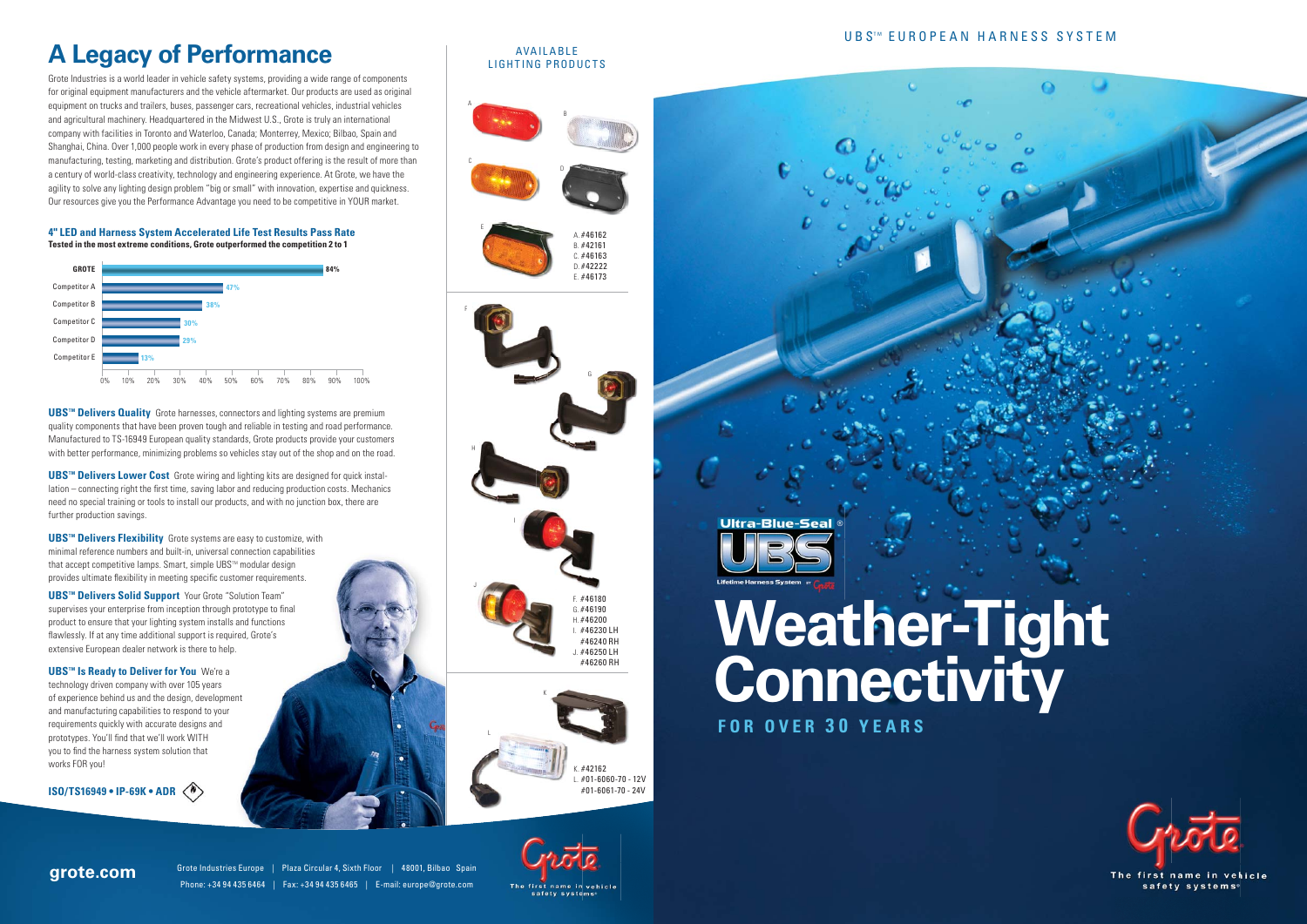# A Legacy of Performance

Grote Industries is a world leader in vehicle safety systems, providing a wide range of components for original equipment manufacturers and the vehicle aftermarket. Our products are used as original equipment on trucks and trailers, buses, passenger cars, recreational vehicles, industrial vehicles and agricultural machinery. Headquartered in the Midwest U.S., Grote is truly an international company with facilities in Toronto and Waterloo, Canada; Monterrey, Mexico; Bilbao, Spain and Shanghai, China. Over 1,000 people work in every phase of production from design and engineering to manufacturing, testing, marketing and distribution. Grote's product offering is the result of more than a century of world-class creativity, technology and engineering experience. At Grote, we have the agility to solve any lighting design problem "big or small" with innovation, expertise and quickness. Our resources give you the Performance Advantage you need to be competitive in YOUR market.

**4" LED and Harness System Accelerated Life Test Results Pass Rate**
**Tested in the most extreme conditions, Grote outperformed the competition 2 to 1**

| | Pass Rate |
|---|---|
| GROTE | 84% |
| Competitor A | 47% |
| Competitor B | 38% |
| Competitor C | 30% |
| Competitor D | 29% |
| Competitor E | 13% |

**UBS™ Delivers Quality** Grote harnesses, connectors and lighting systems are premium quality components that have been proven tough and reliable in testing and road performance. Manufactured to TS-16949 European quality standards, Grote products provide your customers with better performance, minimizing problems so vehicles stay out of the shop and on the road.

**UBS™ Delivers Lower Cost** Grote wiring and lighting kits are designed for quick installation – connecting right the first time, saving labor and reducing production costs. Mechanics need no special training or tools to install our products, and with no junction box, there are further production savings.

**UBS™ Delivers Flexibility** Grote systems are easy to customize, with minimal reference numbers and built-in, universal connection capabilities that accept competitive lamps. Smart, simple UBS™ modular design provides ultimate flexibility in meeting specific customer requirements.

**UBS™ Delivers Solid Support** Your Grote "Solution Team" supervises your enterprise from inception through prototype to final product to ensure that your lighting system installs and functions flawlessly. If at any time additional support is required, Grote's extensive European dealer network is there to help.

**UBS™ Is Ready to Deliver for You** We're a technology driven company with over 105 years of experience behind us and the design, development and manufacturing capabilities to respond to your requirements quickly with accurate designs and prototypes. You'll find that we'll work WITH you to find the harness system solution that works FOR you!

**ISO/TS16949 • IP-69K • ADR**

## AVAILABLE LIGHTING PRODUCTS

A. #46162
B. #42161
C. #46163
D. #42222
E. #46173

F. #46180
G. #46190
H. #46200
I. #46230 LH
#46240 RH
J. #46250 LH
#46260 RH

K. #42162
L. #01-6060-70 - 12V
#01-6061-70 - 24V

**grote.com**

Grote Industries Europe | Plaza Circular 4, Sixth Floor | 48001, Bilbao Spain
Phone: +34 94 435 6464 | Fax: +34 94 435 6465 | E-mail: europe@grote.com

The first name in vehicle safety systems®

UBS™ EUROPEAN HARNESS SYSTEM

Ultra-Blue-Seal® UBS Lifetime Harness System by Grote

# Weather-Tight Connectivity

## FOR OVER 30 YEARS

The first name in vehicle safety systems®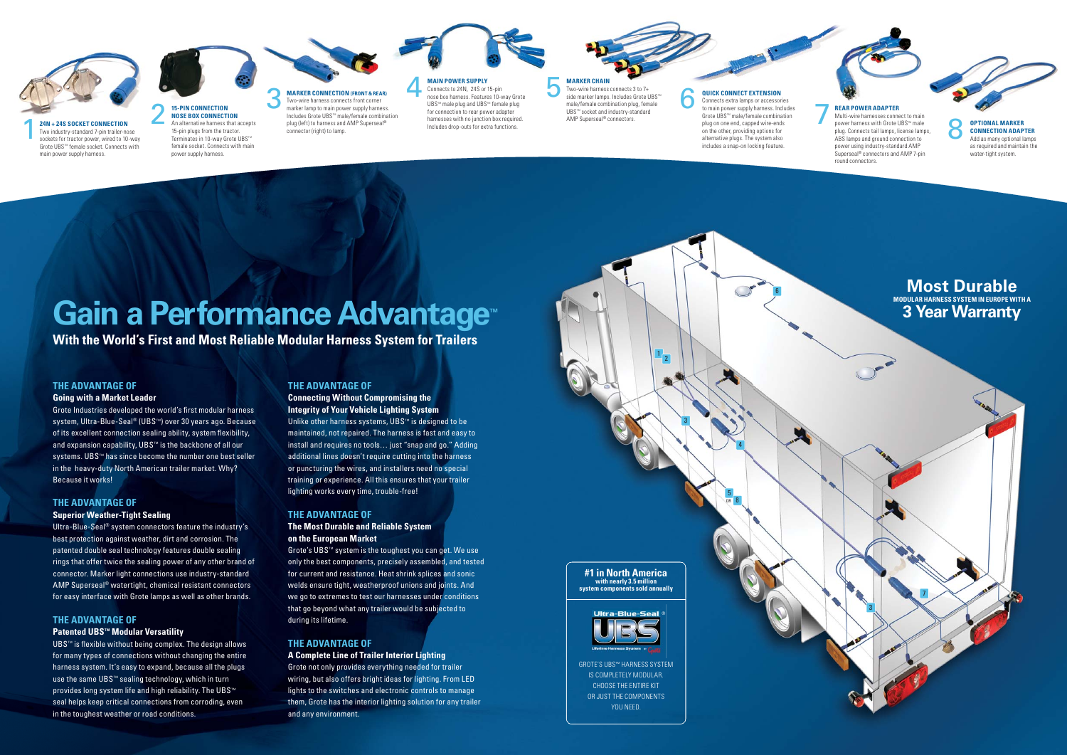**1** **24N + 24S SOCKET CONNECTION**
Two industry-standard 7-pin trailer-nose sockets for tractor power, wired to 10-way Grote UBS™ female socket. Connects with main power supply harness.

**2** **15-PIN CONNECTION NOSE BOX CONNECTION**
An alternative harness that accepts 15-pin plugs from the tractor. Terminates in 10-way Grote UBS™ female socket. Connects with main power supply harness.

**3** **MARKER CONNECTION (FRONT & REAR)**
Two-wire harness connects front corner marker lamp to main power supply harness. Includes Grote UBS™ male/female combination plug (left) to harness and AMP Superseal® connector (right) to lamp.

**4** **MAIN POWER SUPPLY**
Connects to 24N, 24S or 15-pin nose box harness. Features 10-way Grote UBS™ male plug and UBS™ female plug for connection to rear power adapter harnesses with no junction box required. Includes drop-outs for extra functions.

**5** **MARKER CHAIN**
Two-wire harness connects 3 to 7+ side marker lamps. Includes Grote UBS™ male/female combination plug, female UBS™ socket and industry-standard AMP Superseal® connectors.

**6** **QUICK CONNECT EXTENSION**
Connects extra lamps or accessories to main power supply harness. Includes Grote UBS™ male/female combination plug on one end, capped wire-ends on the other, providing options for alternative plugs. The system also includes a snap-on locking feature.

**7** **REAR POWER ADAPTER**
Multi-wire harnesses connect to main power harness with Grote UBS™ male plug. Connects tail lamps, license lamps, ABS lamps and ground connection to power using industry-standard AMP Superseal® connectors and AMP 7-pin round connectors.

**8** **OPTIONAL MARKER CONNECTION ADAPTER**
Add as many optional lamps as required and maintain the water-tight system.

# Gain a Performance Advantage™

## With the World's First and Most Reliable Modular Harness System for Trailers

### THE ADVANTAGE OF
**Going with a Market Leader**

Grote Industries developed the world's first modular harness system, Ultra-Blue-Seal® (UBS™) over 30 years ago. Because of its excellent connection sealing ability, system flexibility, and expansion capability, UBS™ is the backbone of all our systems. UBS™ has since become the number one best seller in the heavy-duty North American trailer market. Why? Because it works!

### THE ADVANTAGE OF
**Superior Weather-Tight Sealing**

Ultra-Blue-Seal® system connectors feature the industry's best protection against weather, dirt and corrosion. The patented double seal technology features double sealing rings that offer twice the sealing power of any other brand of connector. Marker light connections use industry-standard AMP Superseal® watertight, chemical resistant connectors for easy interface with Grote lamps as well as other brands.

### THE ADVANTAGE OF
**Patented UBS™ Modular Versatility**

UBS™ is flexible without being complex. The design allows for many types of connections without changing the entire harness system. It's easy to expand, because all the plugs use the same UBS™ sealing technology, which in turn provides long system life and high reliability. The UBS™ seal helps keep critical connections from corroding, even in the toughest weather or road conditions.

### THE ADVANTAGE OF
**Connecting Without Compromising the Integrity of Your Vehicle Lighting System**

Unlike other harness systems, UBS™ is designed to be maintained, not repaired. The harness is fast and easy to install and requires no tools… just "snap and go." Adding additional lines doesn't require cutting into the harness or puncturing the wires, and installers need no special training or experience. All this ensures that your trailer lighting works every time, trouble-free!

### THE ADVANTAGE OF
**The Most Durable and Reliable System on the European Market**

Grote's UBS™ system is the toughest you can get. We use only the best components, precisely assembled, and tested for current and resistance. Heat shrink splices and sonic welds ensure tight, weatherproof unions and joints. And we go to extremes to test our harnesses under conditions that go beyond what any trailer would be subjected to during its lifetime.

### THE ADVANTAGE OF
**A Complete Line of Trailer Interior Lighting**

Grote not only provides everything needed for trailer wiring, but also offers bright ideas for lighting. From LED lights to the switches and electronic controls to manage them, Grote has the interior lighting solution for any trailer and any environment.

**#1 in North America**
**with nearly 3.5 million system components sold annually**

Ultra-Blue-Seal® UBS Lifetime Harness System

GROTE'S UBS™ HARNESS SYSTEM IS COMPLETELY MODULAR. CHOOSE THE ENTIRE KIT OR JUST THE COMPONENTS YOU NEED.

**Most Durable**
**MODULAR HARNESS SYSTEM IN EUROPE WITH A**
**3 Year Warranty**